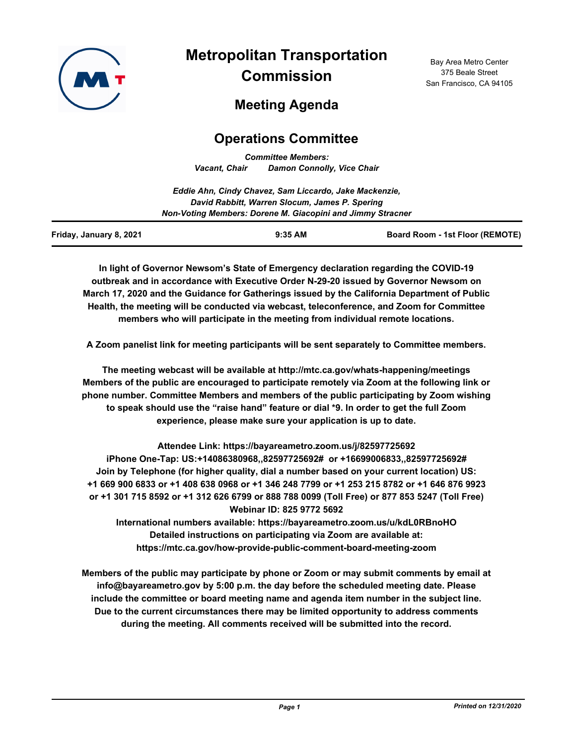# Metropolitan Transportation Commission

Bay Area Metro Center
375 Beale Street
San Francisco, CA 94105

## Meeting Agenda

## Operations Committee

*Committee Members:*
*Vacant, Chair    Damon Connolly, Vice Chair*

*Eddie Ahn, Cindy Chavez, Sam Liccardo, Jake Mackenzie,*
*David Rabbitt, Warren Slocum, James P. Spering*
*Non-Voting Members: Dorene M. Giacopini and Jimmy Stracner*

| Friday, January 8, 2021 | 9:35 AM | Board Room - 1st Floor (REMOTE) |
| --- | --- | --- |

**In light of Governor Newsom's State of Emergency declaration regarding the COVID-19 outbreak and in accordance with Executive Order N-29-20 issued by Governor Newsom on March 17, 2020 and the Guidance for Gatherings issued by the California Department of Public Health, the meeting will be conducted via webcast, teleconference, and Zoom for Committee members who will participate in the meeting from individual remote locations.**

**A Zoom panelist link for meeting participants will be sent separately to Committee members.**

**The meeting webcast will be available at http://mtc.ca.gov/whats-happening/meetings Members of the public are encouraged to participate remotely via Zoom at the following link or phone number. Committee Members and members of the public participating by Zoom wishing to speak should use the "raise hand" feature or dial *9. In order to get the full Zoom experience, please make sure your application is up to date.**

**Attendee Link: https://bayareametro.zoom.us/j/82597725692**
**iPhone One-Tap: US:+14086380968,,82597725692# or +16699006833,,82597725692#**
**Join by Telephone (for higher quality, dial a number based on your current location) US:**
**+1 669 900 6833 or +1 408 638 0968 or +1 346 248 7799 or +1 253 215 8782 or +1 646 876 9923 or +1 301 715 8592 or +1 312 626 6799 or 888 788 0099 (Toll Free) or 877 853 5247 (Toll Free)**
**Webinar ID: 825 9772 5692**
**International numbers available: https://bayareametro.zoom.us/u/kdL0RBnoHO**
**Detailed instructions on participating via Zoom are available at:**
**https://mtc.ca.gov/how-provide-public-comment-board-meeting-zoom**

**Members of the public may participate by phone or Zoom or may submit comments by email at info@bayareametro.gov by 5:00 p.m. the day before the scheduled meeting date. Please include the committee or board meeting name and agenda item number in the subject line. Due to the current circumstances there may be limited opportunity to address comments during the meeting. All comments received will be submitted into the record.**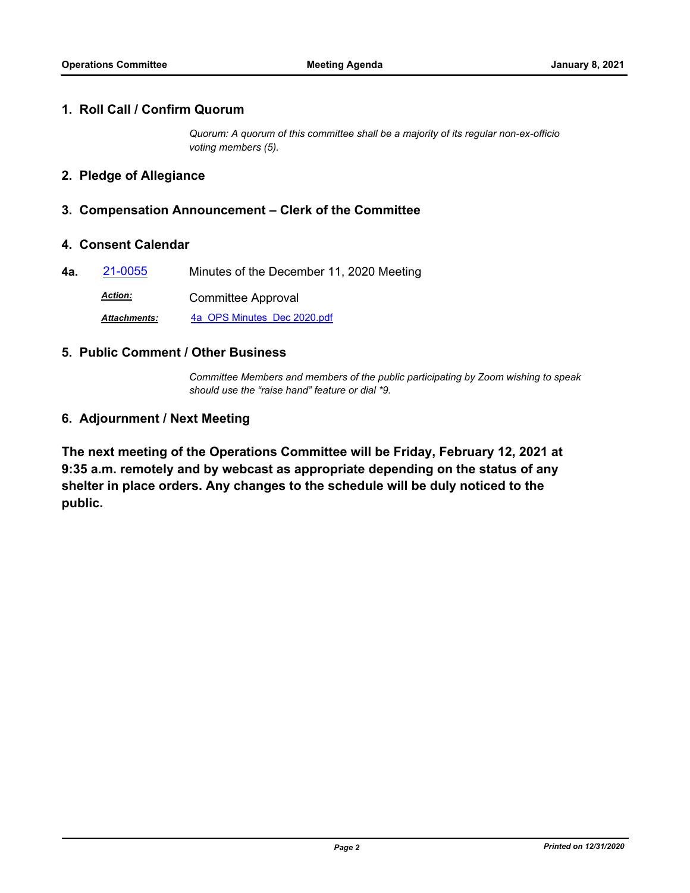## 1. Roll Call / Confirm Quorum

*Quorum: A quorum of this committee shall be a majority of its regular non-ex-officio voting members (5).*

## 2. Pledge of Allegiance

## 3. Compensation Announcement – Clerk of the Committee

## 4. Consent Calendar

**4a.** 21-0055 Minutes of the December 11, 2020 Meeting

***Action:*** Committee Approval

***Attachments:*** 4a_OPS Minutes_Dec 2020.pdf

## 5. Public Comment / Other Business

*Committee Members and members of the public participating by Zoom wishing to speak should use the "raise hand" feature or dial *9.*

## 6. Adjournment / Next Meeting

**The next meeting of the Operations Committee will be Friday, February 12, 2021 at 9:35 a.m. remotely and by webcast as appropriate depending on the status of any shelter in place orders. Any changes to the schedule will be duly noticed to the public.**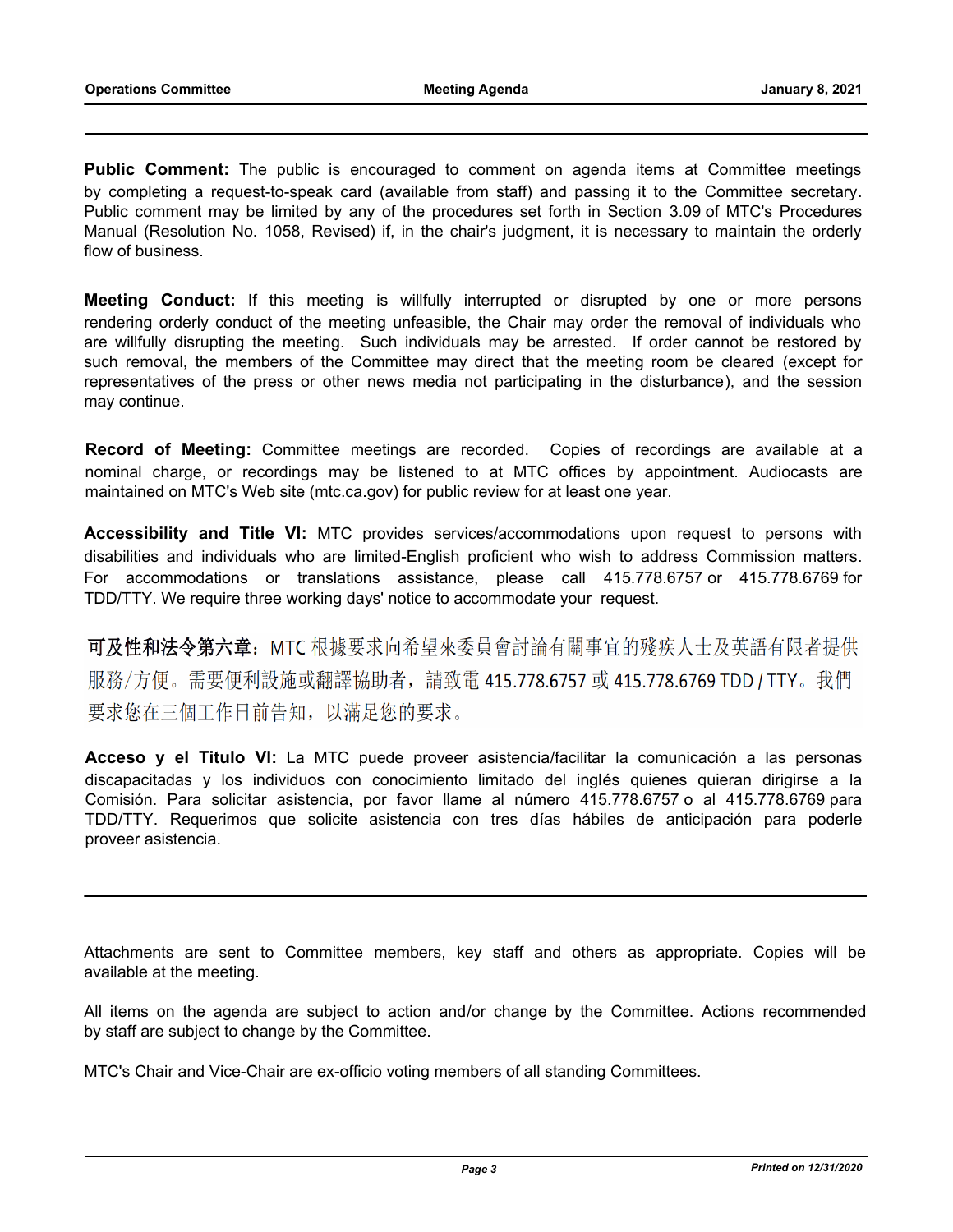**Public Comment:** The public is encouraged to comment on agenda items at Committee meetings by completing a request-to-speak card (available from staff) and passing it to the Committee secretary. Public comment may be limited by any of the procedures set forth in Section 3.09 of MTC's Procedures Manual (Resolution No. 1058, Revised) if, in the chair's judgment, it is necessary to maintain the orderly flow of business.

**Meeting Conduct:** If this meeting is willfully interrupted or disrupted by one or more persons rendering orderly conduct of the meeting unfeasible, the Chair may order the removal of individuals who are willfully disrupting the meeting. Such individuals may be arrested. If order cannot be restored by such removal, the members of the Committee may direct that the meeting room be cleared (except for representatives of the press or other news media not participating in the disturbance), and the session may continue.

**Record of Meeting:** Committee meetings are recorded. Copies of recordings are available at a nominal charge, or recordings may be listened to at MTC offices by appointment. Audiocasts are maintained on MTC's Web site (mtc.ca.gov) for public review for at least one year.

**Accessibility and Title VI:** MTC provides services/accommodations upon request to persons with disabilities and individuals who are limited-English proficient who wish to address Commission matters. For accommodations or translations assistance, please call 415.778.6757 or 415.778.6769 for TDD/TTY. We require three working days' notice to accommodate your request.

**可及性和法令第六章**：MTC 根據要求向希望來委員會討論有關事宜的殘疾人士及英語有限者提供服務/方便。需要便利設施或翻譯協助者，請致電 415.778.6757 或 415.778.6769 TDD / TTY。我們要求您在三個工作日前告知，以滿足您的要求。

**Acceso y el Titulo VI:** La MTC puede proveer asistencia/facilitar la comunicación a las personas discapacitadas y los individuos con conocimiento limitado del inglés quienes quieran dirigirse a la Comisión. Para solicitar asistencia, por favor llame al número 415.778.6757 o al 415.778.6769 para TDD/TTY. Requerimos que solicite asistencia con tres días hábiles de anticipación para poderle proveer asistencia.

---

Attachments are sent to Committee members, key staff and others as appropriate. Copies will be available at the meeting.

All items on the agenda are subject to action and/or change by the Committee. Actions recommended by staff are subject to change by the Committee.

MTC's Chair and Vice-Chair are ex-officio voting members of all standing Committees.